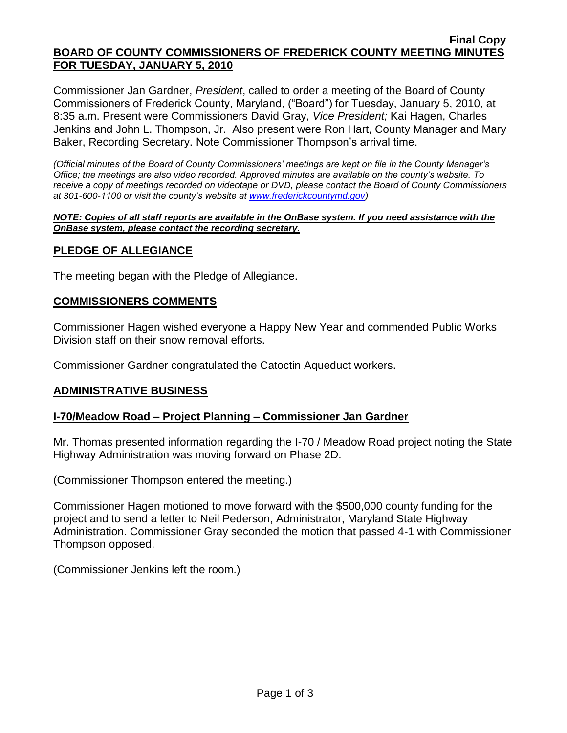**Final Copy**

**BOARD OF COUNTY COMMISSIONERS OF FREDERICK COUNTY MEETING MINUTES FOR TUESDAY, JANUARY 5, 2010**

Commissioner Jan Gardner, *President*, called to order a meeting of the Board of County Commissioners of Frederick County, Maryland, ("Board") for Tuesday, January 5, 2010, at 8:35 a.m. Present were Commissioners David Gray, *Vice President;* Kai Hagen, Charles Jenkins and John L. Thompson, Jr. Also present were Ron Hart, County Manager and Mary Baker, Recording Secretary. Note Commissioner Thompson's arrival time.

*(Official minutes of the Board of County Commissioners' meetings are kept on file in the County Manager's Office; the meetings are also video recorded. Approved minutes are available on the county's website. To receive a copy of meetings recorded on videotape or DVD, please contact the Board of County Commissioners at 301-600-1100 or visit the county's website at www.frederickcountymd.gov)*

***NOTE: Copies of all staff reports are available in the OnBase system. If you need assistance with the OnBase system, please contact the recording secretary.***

## PLEDGE OF ALLEGIANCE

The meeting began with the Pledge of Allegiance.

## COMMISSIONERS COMMENTS

Commissioner Hagen wished everyone a Happy New Year and commended Public Works Division staff on their snow removal efforts.

Commissioner Gardner congratulated the Catoctin Aqueduct workers.

## ADMINISTRATIVE BUSINESS

### I-70/Meadow Road – Project Planning – Commissioner Jan Gardner

Mr. Thomas presented information regarding the I-70 / Meadow Road project noting the State Highway Administration was moving forward on Phase 2D.

(Commissioner Thompson entered the meeting.)

Commissioner Hagen motioned to move forward with the $500,000 county funding for the project and to send a letter to Neil Pederson, Administrator, Maryland State Highway Administration. Commissioner Gray seconded the motion that passed 4-1 with Commissioner Thompson opposed.

(Commissioner Jenkins left the room.)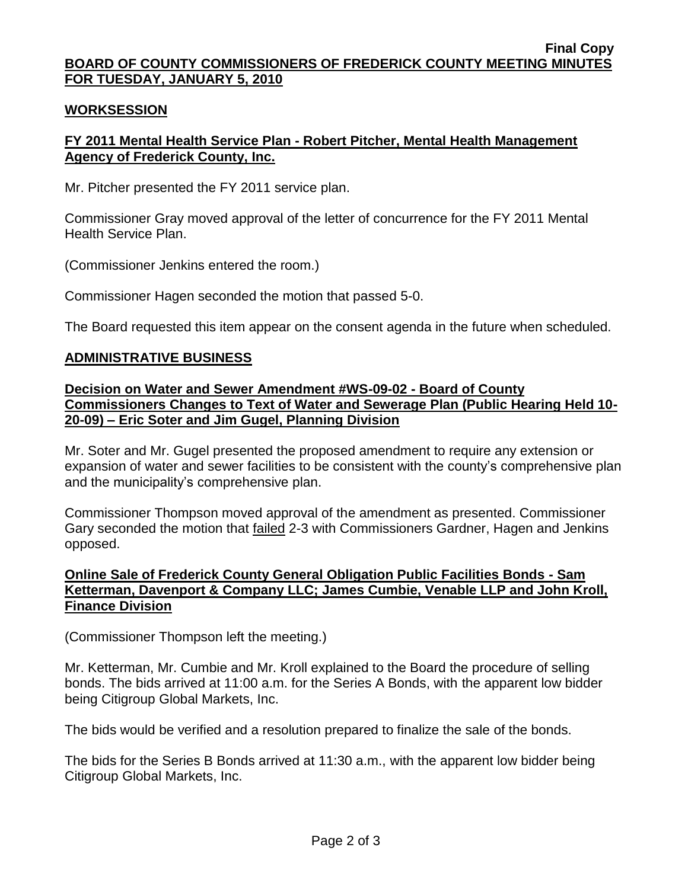**Final Copy**

**BOARD OF COUNTY COMMISSIONERS OF FREDERICK COUNTY MEETING MINUTES FOR TUESDAY, JANUARY 5, 2010**

## WORKSESSION

### FY 2011 Mental Health Service Plan - Robert Pitcher, Mental Health Management Agency of Frederick County, Inc.

Mr. Pitcher presented the FY 2011 service plan.

Commissioner Gray moved approval of the letter of concurrence for the FY 2011 Mental Health Service Plan.

(Commissioner Jenkins entered the room.)

Commissioner Hagen seconded the motion that passed 5-0.

The Board requested this item appear on the consent agenda in the future when scheduled.

## ADMINISTRATIVE BUSINESS

### Decision on Water and Sewer Amendment #WS-09-02 - Board of County Commissioners Changes to Text of Water and Sewerage Plan (Public Hearing Held 10-20-09) – Eric Soter and Jim Gugel, Planning Division

Mr. Soter and Mr. Gugel presented the proposed amendment to require any extension or expansion of water and sewer facilities to be consistent with the county's comprehensive plan and the municipality's comprehensive plan.

Commissioner Thompson moved approval of the amendment as presented. Commissioner Gary seconded the motion that failed 2-3 with Commissioners Gardner, Hagen and Jenkins opposed.

### Online Sale of Frederick County General Obligation Public Facilities Bonds - Sam Ketterman, Davenport & Company LLC; James Cumbie, Venable LLP and John Kroll, Finance Division

(Commissioner Thompson left the meeting.)

Mr. Ketterman, Mr. Cumbie and Mr. Kroll explained to the Board the procedure of selling bonds. The bids arrived at 11:00 a.m. for the Series A Bonds, with the apparent low bidder being Citigroup Global Markets, Inc.

The bids would be verified and a resolution prepared to finalize the sale of the bonds.

The bids for the Series B Bonds arrived at 11:30 a.m., with the apparent low bidder being Citigroup Global Markets, Inc.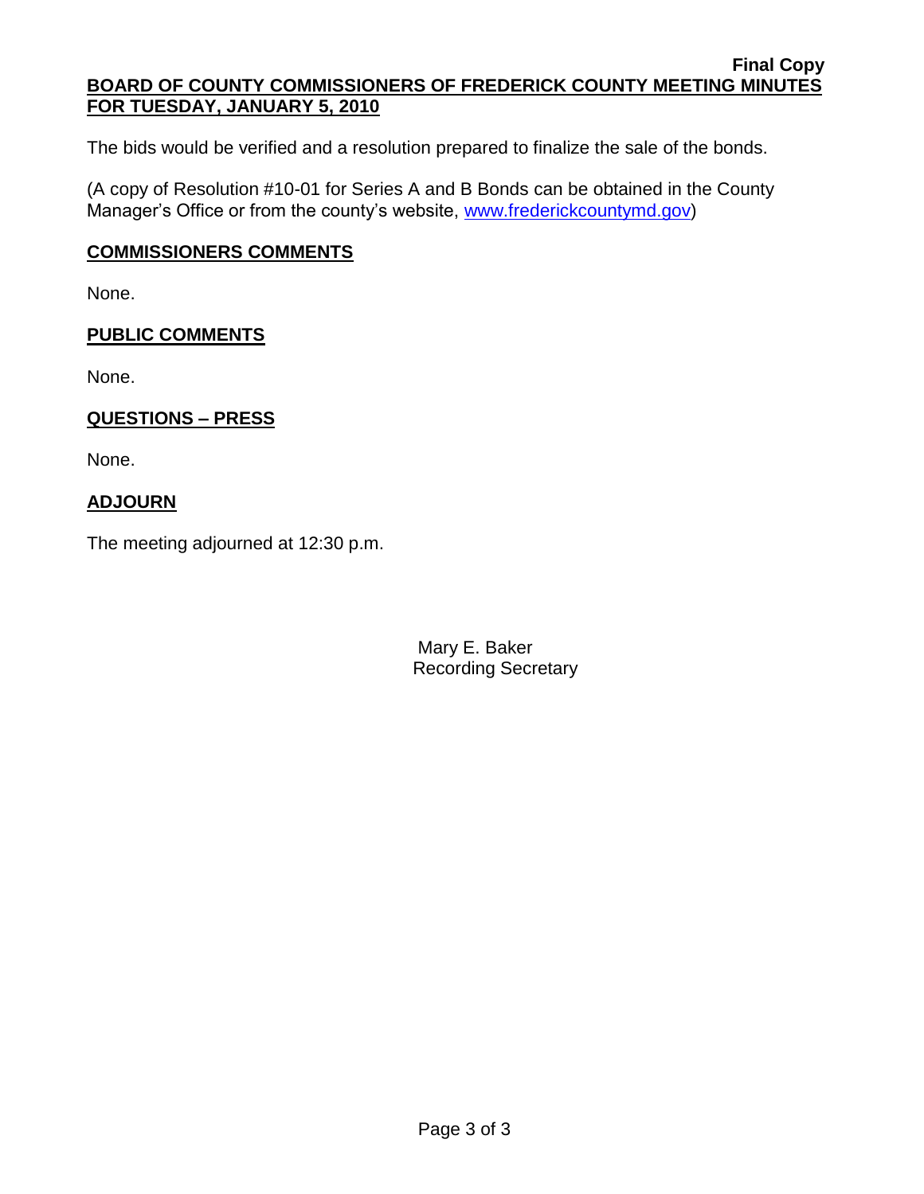The bids would be verified and a resolution prepared to finalize the sale of the bonds.

(A copy of Resolution #10-01 for Series A and B Bonds can be obtained in the County Manager's Office or from the county's website, www.frederickcountymd.gov)

## COMMISSIONERS COMMENTS

None.

## PUBLIC COMMENTS

None.

## QUESTIONS – PRESS

None.

## ADJOURN

The meeting adjourned at 12:30 p.m.

Mary E. Baker
Recording Secretary